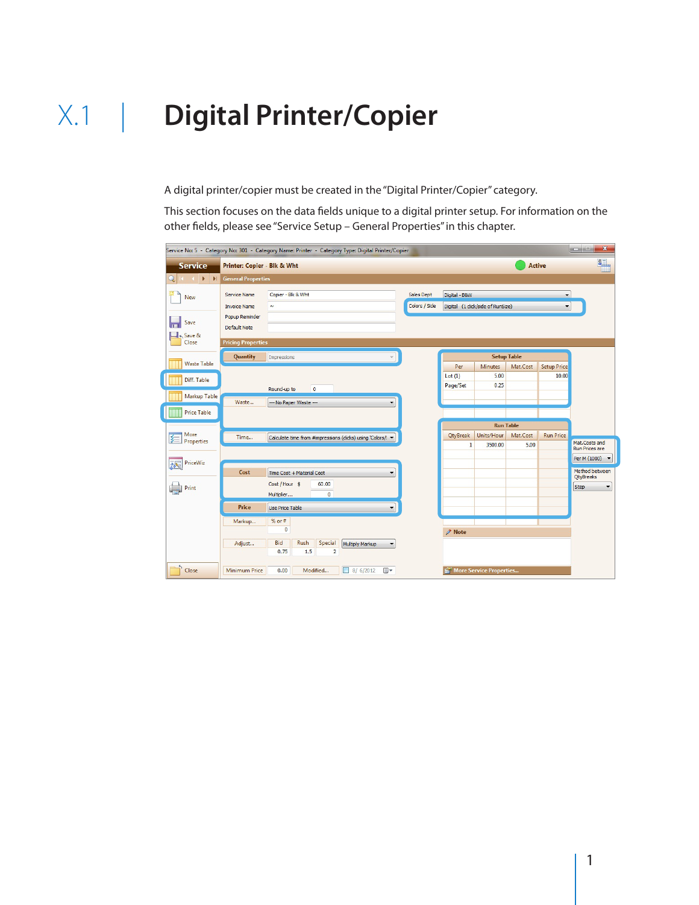# X.1 | Digital Printer/Copier

A digital printer/copier must be created in the "Digital Printer/Copier" category.

This section focuses on the data fields unique to a digital printer setup. For information on the other fields, please see "Service Setup – General Properties" in this chapter.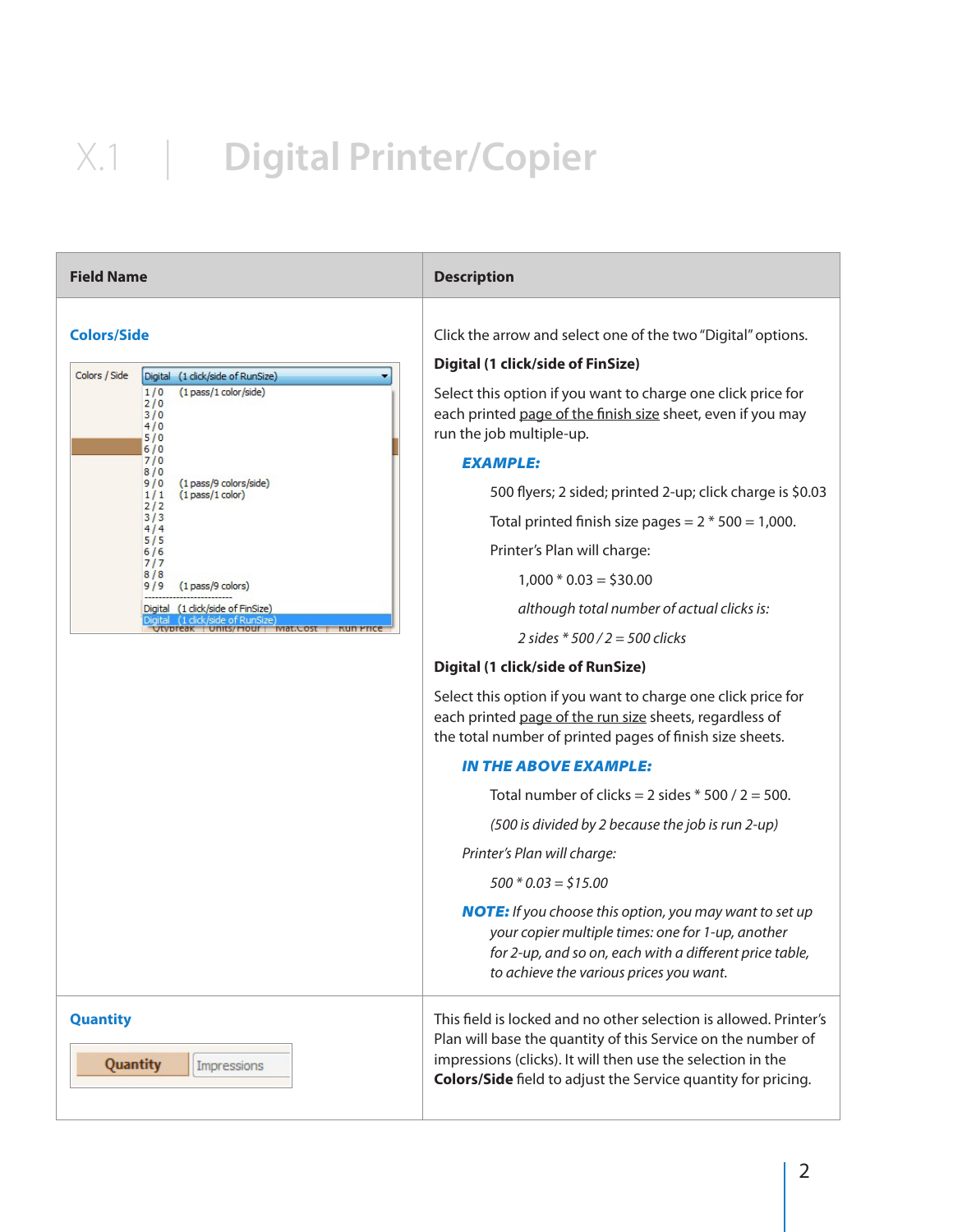# X.1 | Digital Printer/Copier

| Field Name | Description |
|---|---|
| **Colors/Side** | Click the arrow and select one of the two "Digital" options.<br><br>**Digital (1 click/side of FinSize)**<br><br>Select this option if you want to charge one click price for each printed page of the finish size sheet, even if you may run the job multiple-up.<br><br>***EXAMPLE:***<br><br>500 flyers; 2 sided; printed 2-up; click charge is $0.03<br><br>Total printed finish size pages = 2 * 500 = 1,000.<br><br>Printer's Plan will charge:<br><br>1,000 * 0.03 = $30.00<br><br>*although total number of actual clicks is:*<br><br>*2 sides * 500 / 2 = 500 clicks*<br><br>**Digital (1 click/side of RunSize)**<br><br>Select this option if you want to charge one click price for each printed page of the run size sheets, regardless of the total number of printed pages of finish size sheets.<br><br>***IN THE ABOVE EXAMPLE:***<br><br>Total number of clicks = 2 sides * 500 / 2 = 500.<br><br>*(500 is divided by 2 because the job is run 2-up)*<br><br>*Printer's Plan will charge:*<br><br>*500 * 0.03 = $15.00*<br><br>***NOTE:*** *If you choose this option, you may want to set up your copier multiple times: one for 1-up, another for 2-up, and so on, each with a different price table, to achieve the various prices you want.* |
| **Quantity** | This field is locked and no other selection is allowed. Printer's Plan will base the quantity of this Service on the number of impressions (clicks). It will then use the selection in the **Colors/Side** field to adjust the Service quantity for pricing. |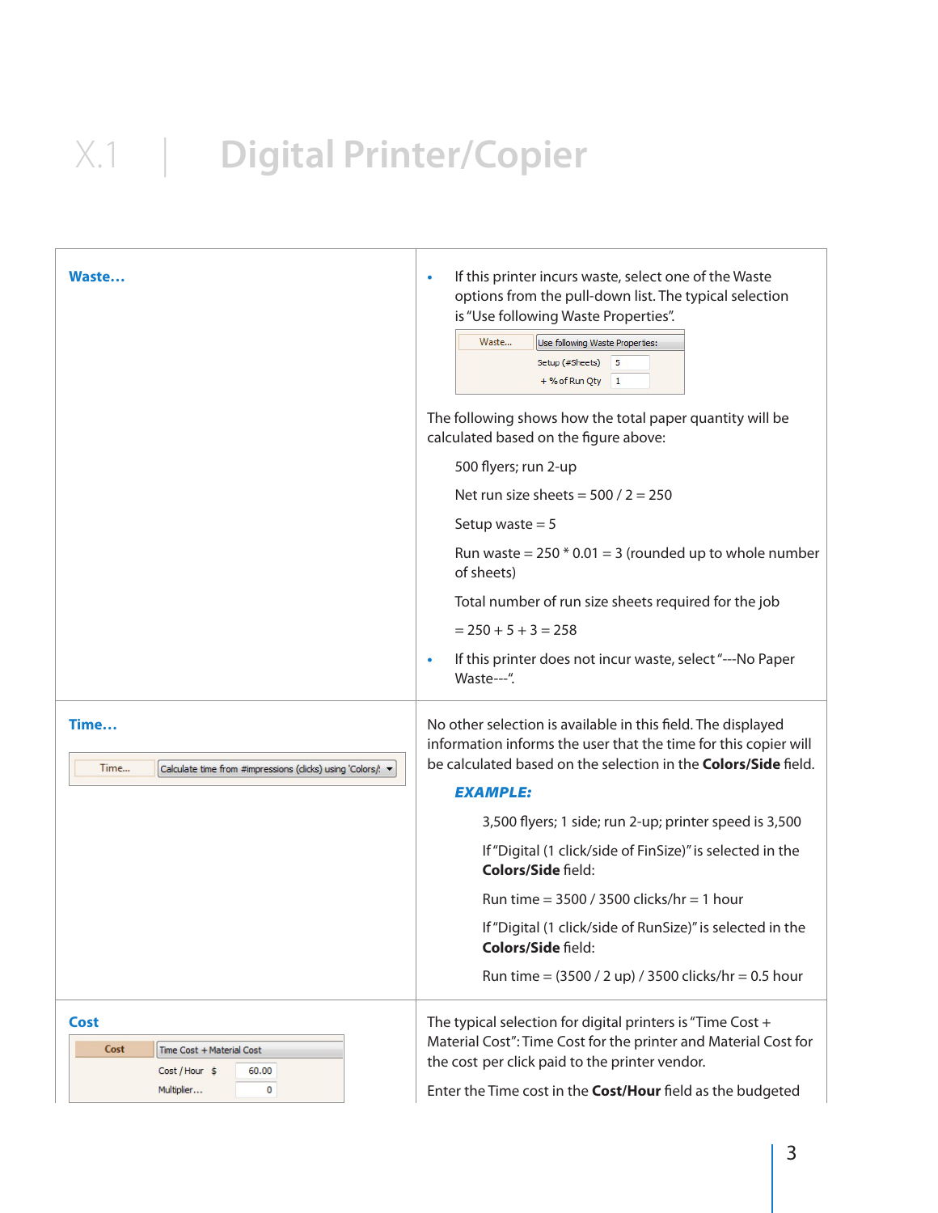# X.1 | Digital Printer/Copier

| | |
|---|---|
| **Waste…** | • If this printer incurs waste, select one of the Waste options from the pull-down list. The typical selection is "Use following Waste Properties".<br><br>Waste… Use following Waste Properties:<br>Setup (#Sheets) 5<br>+ % of Run Qty 1<br><br>The following shows how the total paper quantity will be calculated based on the figure above:<br><br>500 flyers; run 2-up<br><br>Net run size sheets = 500 / 2 = 250<br><br>Setup waste = 5<br><br>Run waste = 250 * 0.01 = 3 (rounded up to whole number of sheets)<br><br>Total number of run size sheets required for the job<br><br>= 250 + 5 + 3 = 258<br><br>• If this printer does not incur waste, select "---No Paper Waste---". |
| **Time…**<br><br>Time… Calculate time from #impressions (clicks) using 'Colors/ | No other selection is available in this field. The displayed information informs the user that the time for this copier will be calculated based on the selection in the **Colors/Side** field.<br><br>***EXAMPLE:***<br><br>3,500 flyers; 1 side; run 2-up; printer speed is 3,500<br><br>If "Digital (1 click/side of FinSize)" is selected in the **Colors/Side** field:<br><br>Run time = 3500 / 3500 clicks/hr = 1 hour<br><br>If "Digital (1 click/side of RunSize)" is selected in the **Colors/Side** field:<br><br>Run time = (3500 / 2 up) / 3500 clicks/hr = 0.5 hour |
| **Cost**<br><br>Cost Time Cost + Material Cost<br>Cost / Hour $ 60.00<br>Multiplier… 0 | The typical selection for digital printers is "Time Cost + Material Cost": Time Cost for the printer and Material Cost for the cost per click paid to the printer vendor.<br><br>Enter the Time cost in the **Cost/Hour** field as the budgeted |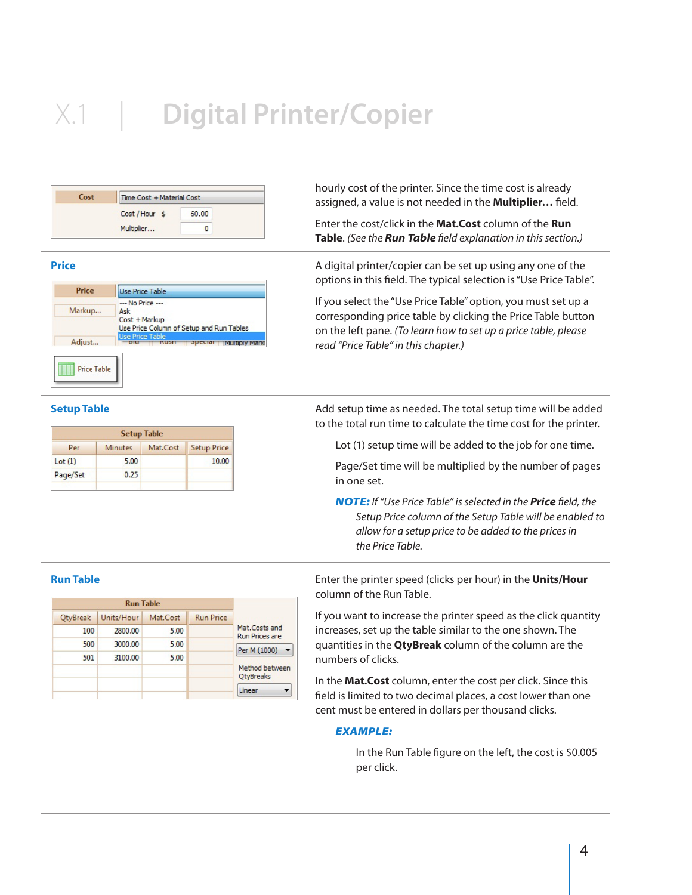# X.1 | Digital Printer/Copier

| Cost | Time Cost + Material Cost |
|---|---|
| Cost / Hour $ | 60.00 |
| Multiplier... | 0 |

hourly cost of the printer. Since the time cost is already assigned, a value is not needed in the **Multiplier...** field.

Enter the cost/click in the **Mat.Cost** column of the **Run Table**. *(See the **Run Table** field explanation in this section.)*

## Price

A digital printer/copier can be set up using any one of the options in this field. The typical selection is "Use Price Table".

If you select the "Use Price Table" option, you must set up a corresponding price table by clicking the Price Table button on the left pane. *(To learn how to set up a price table, please read "Price Table" in this chapter.)*

## Setup Table

| Per | Minutes | Mat.Cost | Setup Price |
|---|---|---|---|
| Lot (1) | 5.00 | | 10.00 |
| Page/Set | 0.25 | | |

Add setup time as needed. The total setup time will be added to the total run time to calculate the time cost for the printer.

Lot (1) setup time will be added to the job for one time.

Page/Set time will be multiplied by the number of pages in one set.

***NOTE:*** *If "Use Price Table" is selected in the **Price** field, the Setup Price column of the Setup Table will be enabled to allow for a setup price to be added to the prices in the Price Table.*

## Run Table

| QtyBreak | Units/Hour | Mat.Cost | Run Price |
|---|---|---|---|
| 100 | 2800.00 | 5.00 | |
| 500 | 3000.00 | 5.00 | |
| 501 | 3100.00 | 5.00 | |

Mat.Costs and Run Prices are: Per M (1000)

Method between QtyBreaks: Linear

Enter the printer speed (clicks per hour) in the **Units/Hour** column of the Run Table.

If you want to increase the printer speed as the click quantity increases, set up the table similar to the one shown. The quantities in the **QtyBreak** column of the column are the numbers of clicks.

In the **Mat.Cost** column, enter the cost per click. Since this field is limited to two decimal places, a cost lower than one cent must be entered in dollars per thousand clicks.

***EXAMPLE:***

In the Run Table figure on the left, the cost is $0.005 per click.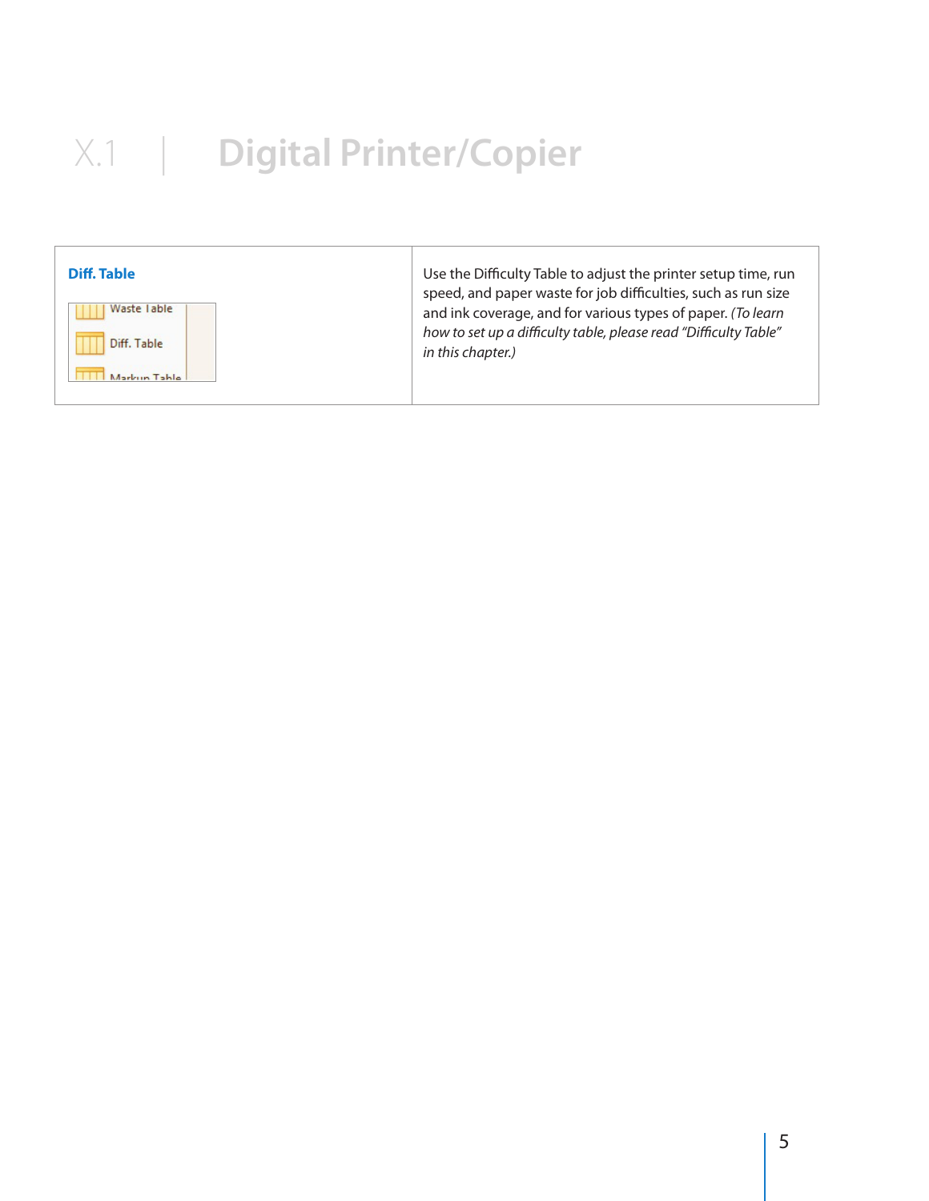# X.1 | Digital Printer/Copier

| | |
|---|---|
| **Diff. Table**<br>Waste Table<br>Diff. Table<br>Markup Table | Use the Difficulty Table to adjust the printer setup time, run speed, and paper waste for job difficulties, such as run size and ink coverage, and for various types of paper. *(To learn how to set up a difficulty table, please read "Difficulty Table" in this chapter.)* |